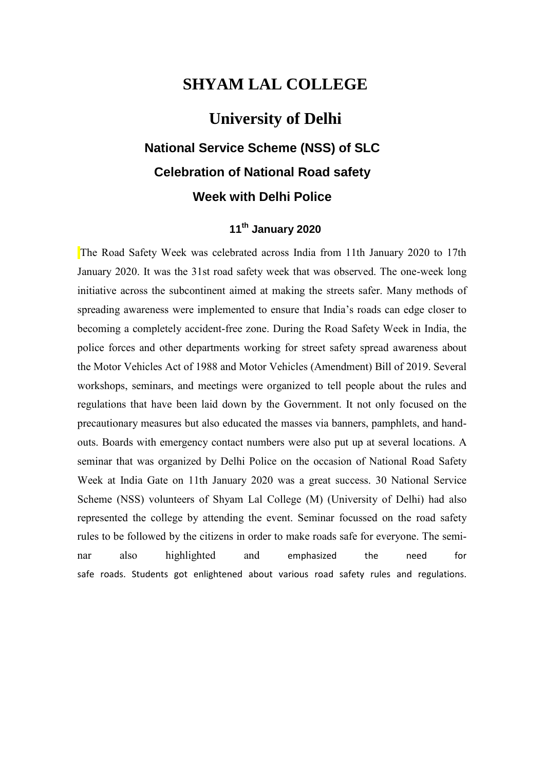# SHYAM LAL COLLEGE

# University of Delhi

## National Service Scheme (NSS) of SLC

## Celebration of National Road safety Week with Delhi Police

### 11th January 2020

The Road Safety Week was celebrated across India from 11th January 2020 to 17th January 2020. It was the 31st road safety week that was observed. The one-week long initiative across the subcontinent aimed at making the streets safer. Many methods of spreading awareness were implemented to ensure that India's roads can edge closer to becoming a completely accident-free zone. During the Road Safety Week in India, the police forces and other departments working for street safety spread awareness about the Motor Vehicles Act of 1988 and Motor Vehicles (Amendment) Bill of 2019. Several workshops, seminars, and meetings were organized to tell people about the rules and regulations that have been laid down by the Government. It not only focused on the precautionary measures but also educated the masses via banners, pamphlets, and hand-outs. Boards with emergency contact numbers were also put up at several locations. A seminar that was organized by Delhi Police on the occasion of National Road Safety Week at India Gate on 11th January 2020 was a great success. 30 National Service Scheme (NSS) volunteers of Shyam Lal College (M) (University of Delhi) had also represented the college by attending the event. Seminar focussed on the road safety rules to be followed by the citizens in order to make roads safe for everyone. The seminar also highlighted and emphasized the need for safe roads. Students got enlightened about various road safety rules and regulations.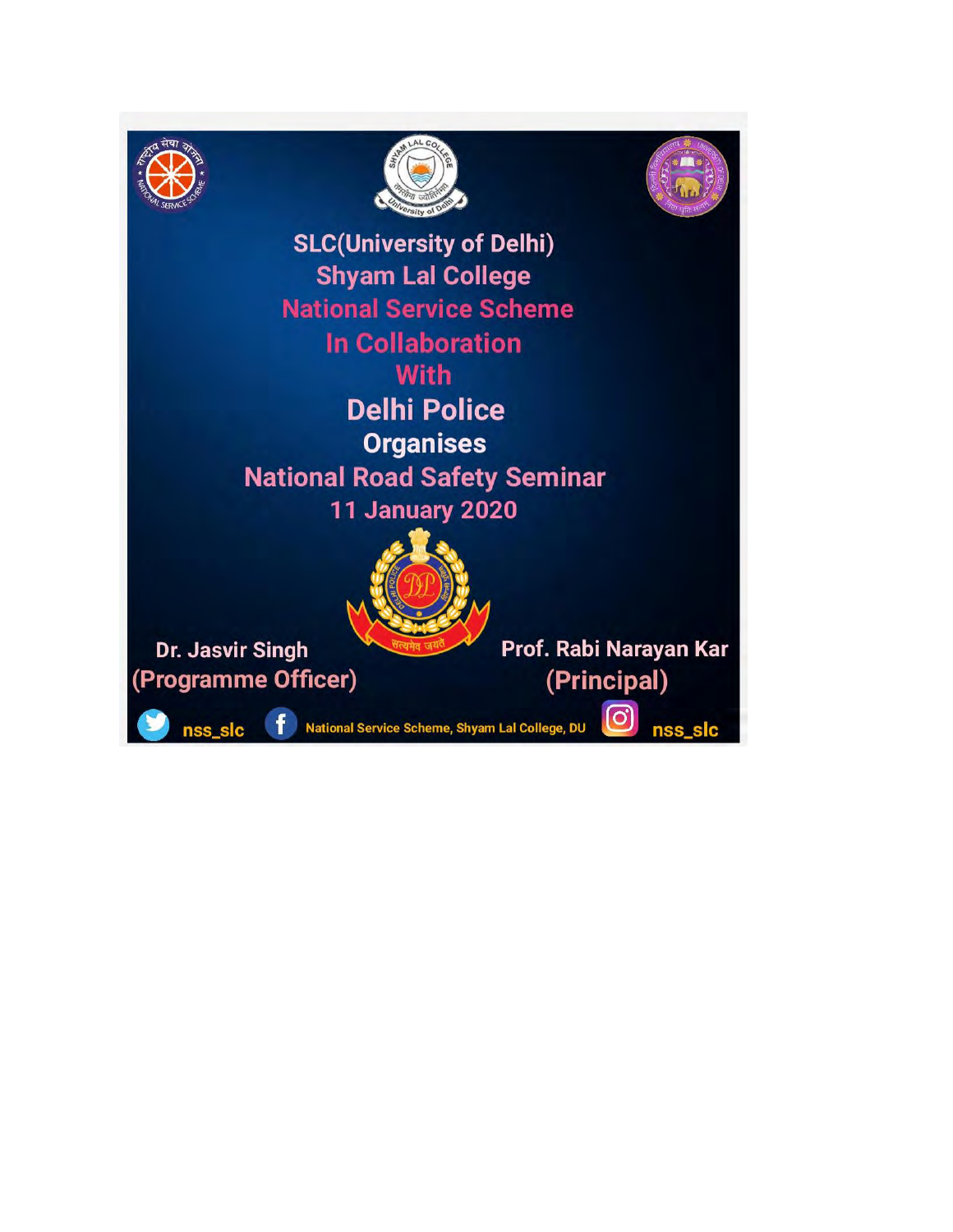SLC(University of Delhi)

Shyam Lal College

National Service Scheme

In Collaboration

With

Delhi Police

Organises

National Road Safety Seminar

11 January 2020

Dr. Jasvir Singh
(Programme Officer)

Prof. Rabi Narayan Kar
(Principal)

nss_slc

National Service Scheme, Shyam Lal College, DU

nss_slc